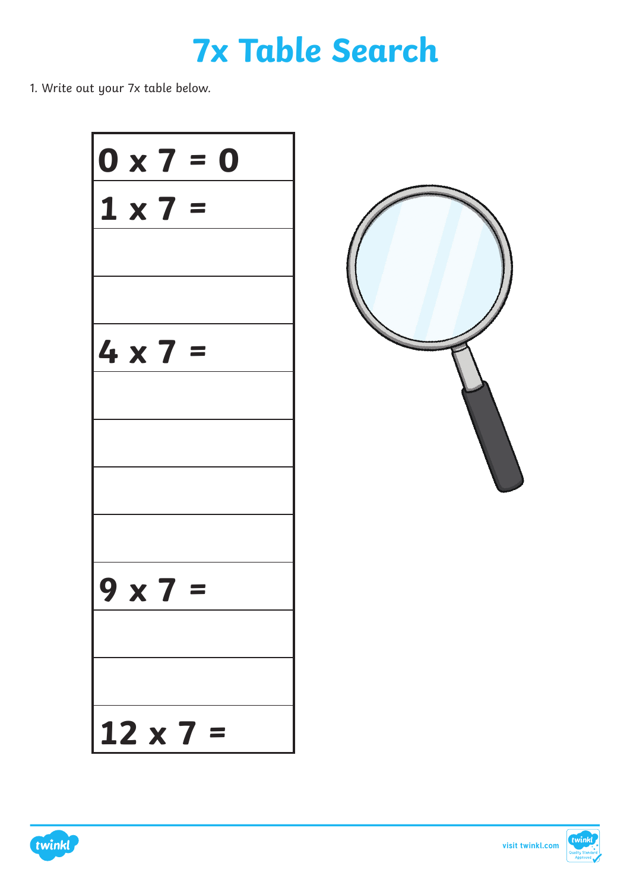# 7x Table Search

1. Write out your 7x table below.

| |
|---|
| 0 x 7 = 0 |
| 1 x 7 = |
| |
| |
| 4 x 7 = |
| |
| |
| |
| |
| 9 x 7 = |
| |
| |
| 12 x 7 = |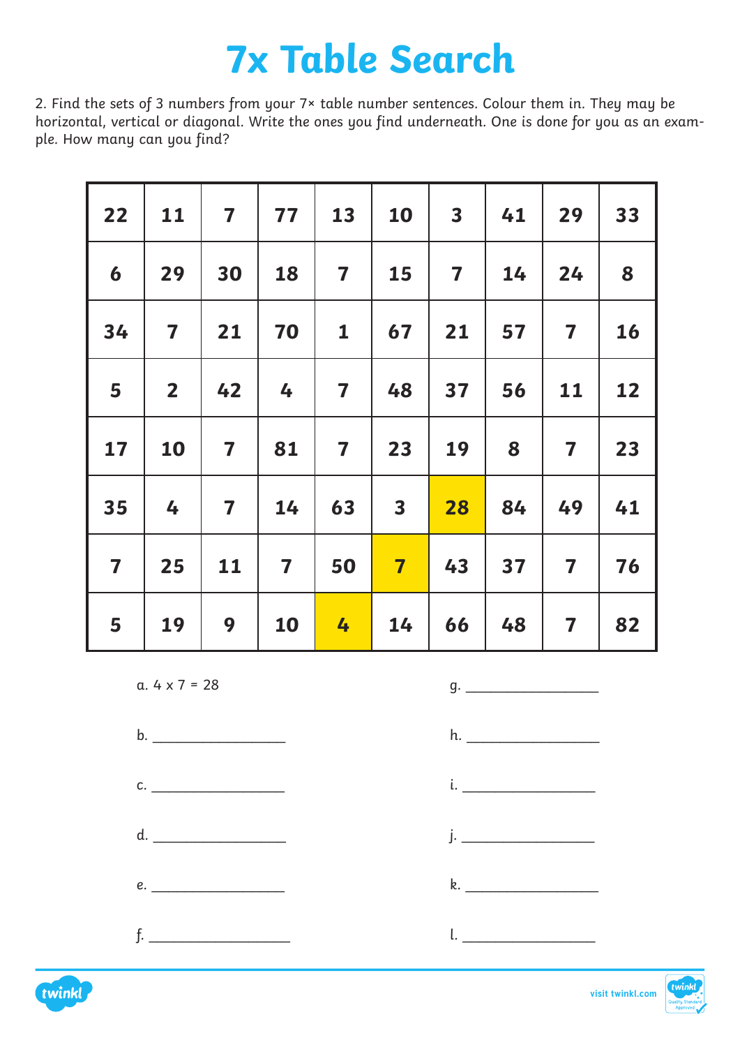# 7x Table Search

2. Find the sets of 3 numbers from your 7× table number sentences. Colour them in. They may be horizontal, vertical or diagonal. Write the ones you find underneath. One is done for you as an example. How many can you find?

| | | | | | | | | | |
|---|---|---|---|---|---|---|---|---|---|
| 22 | 11 | 7 | 77 | 13 | 10 | 3 | 41 | 29 | 33 |
| 6 | 29 | 30 | 18 | 7 | 15 | 7 | 14 | 24 | 8 |
| 34 | 7 | 21 | 70 | 1 | 67 | 21 | 57 | 7 | 16 |
| 5 | 2 | 42 | 4 | 7 | 48 | 37 | 56 | 11 | 12 |
| 17 | 10 | 7 | 81 | 7 | 23 | 19 | 8 | 7 | 23 |
| 35 | 4 | 7 | 14 | 63 | 3 | 28 | 84 | 49 | 41 |
| 7 | 25 | 11 | 7 | 50 | 7 | 43 | 37 | 7 | 76 |
| 5 | 19 | 9 | 10 | 4 | 14 | 66 | 48 | 7 | 82 |

a. $4 \times 7 = 28$

b. ________________

c. ________________

d. ________________

e. ________________

f. ________________

g. ________________

h. ________________

i. ________________

j. ________________

k. ________________

l. ________________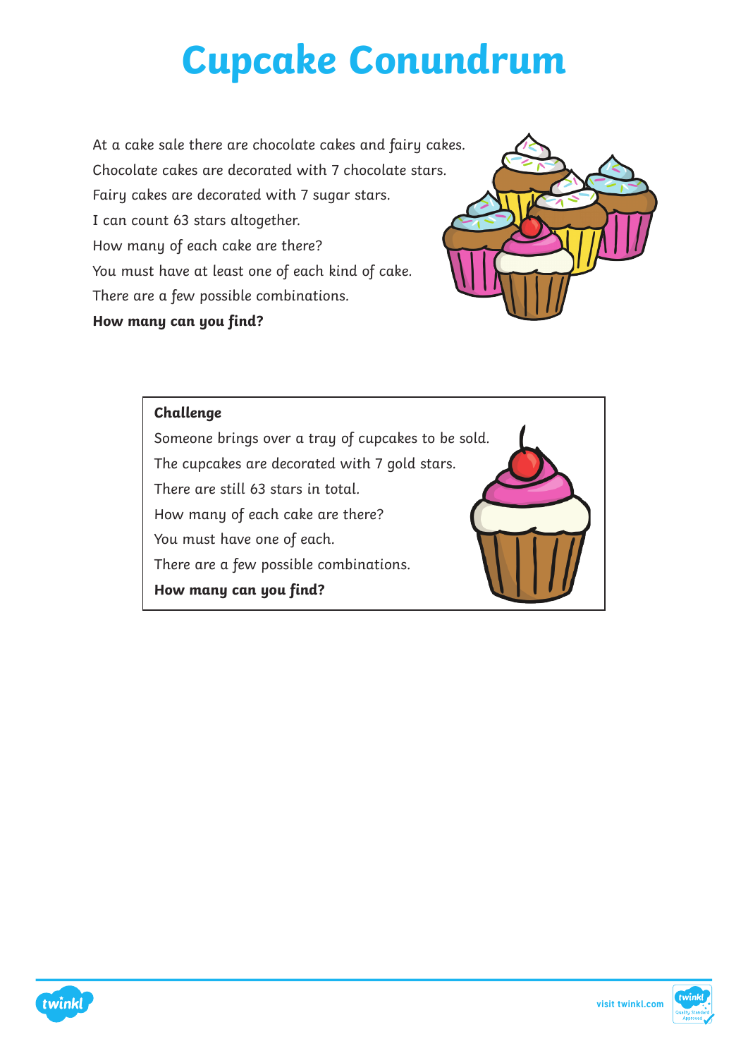# Cupcake Conundrum

At a cake sale there are chocolate cakes and fairy cakes.
Chocolate cakes are decorated with 7 chocolate stars.
Fairy cakes are decorated with 7 sugar stars.
I can count 63 stars altogether.
How many of each cake are there?
You must have at least one of each kind of cake.
There are a few possible combinations.
**How many can you find?**

**Challenge**

Someone brings over a tray of cupcakes to be sold.
The cupcakes are decorated with 7 gold stars.
There are still 63 stars in total.
How many of each cake are there?
You must have one of each.
There are a few possible combinations.
**How many can you find?**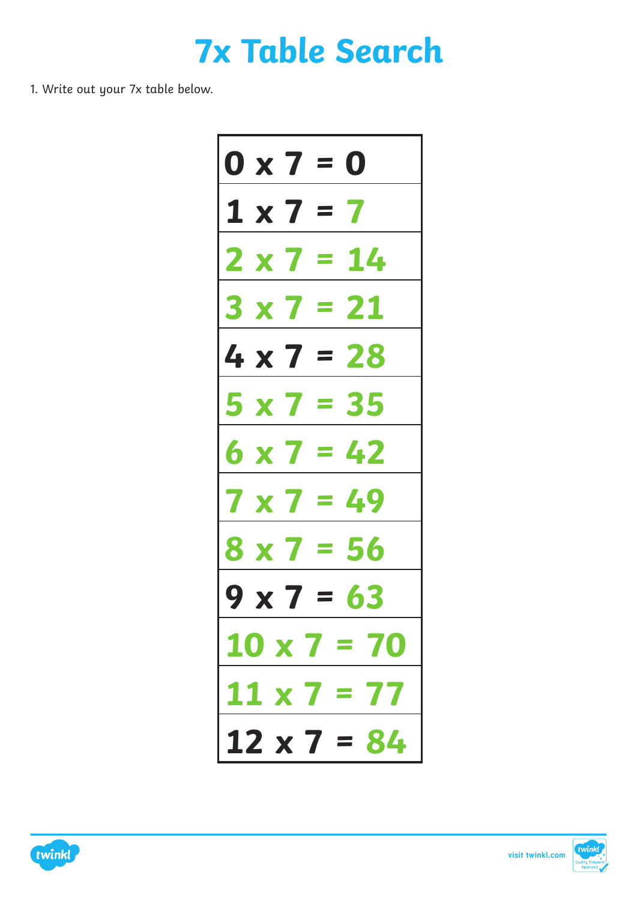# 7x Table Search

1. Write out your 7x table below.

| 0 x 7 = 0 |
|---|
| 1 x 7 = 7 |
| 2 x 7 = 14 |
| 3 x 7 = 21 |
| 4 x 7 = 28 |
| 5 x 7 = 35 |
| 6 x 7 = 42 |
| 7 x 7 = 49 |
| 8 x 7 = 56 |
| 9 x 7 = 63 |
| 10 x 7 = 70 |
| 11 x 7 = 77 |
| 12 x 7 = 84 |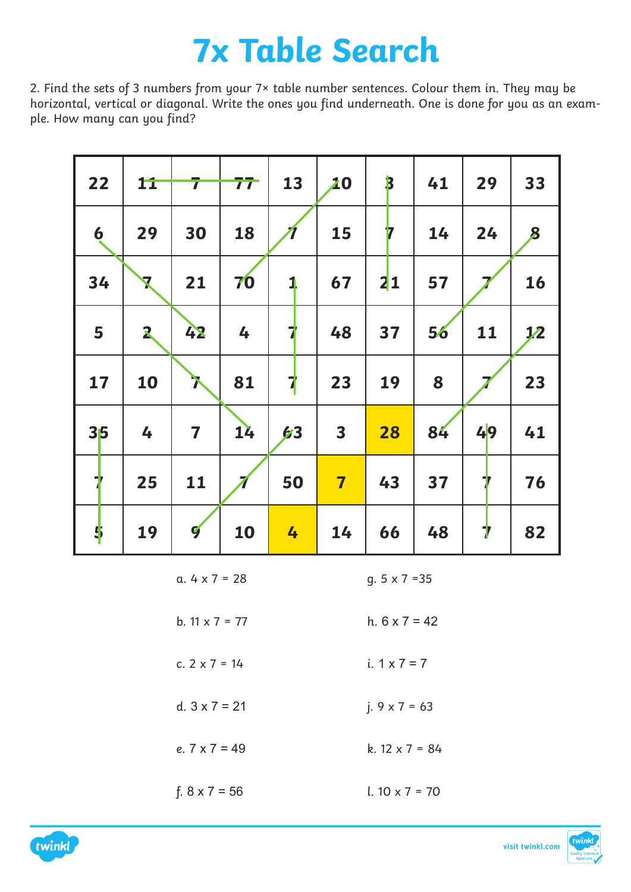# 7x Table Search

2. Find the sets of 3 numbers from your 7× table number sentences. Colour them in. They may be horizontal, vertical or diagonal. Write the ones you find underneath. One is done for you as an example. How many can you find?

| | | | | | | | | | |
|---|---|---|---|---|---|---|---|---|---|
| 22 | 11 | 7 | 77 | 13 | 10 | 3 | 41 | 29 | 33 |
| 6 | 29 | 30 | 18 | 7 | 15 | 7 | 14 | 24 | 8 |
| 34 | 7 | 21 | 70 | 1 | 67 | 21 | 57 | 7 | 16 |
| 5 | 2 | 42 | 4 | 7 | 48 | 37 | 56 | 11 | 12 |
| 17 | 10 | 7 | 81 | 7 | 23 | 19 | 8 | 7 | 23 |
| 35 | 4 | 7 | 14 | 63 | 3 | 28 | 84 | 49 | 41 |
| 7 | 25 | 11 | 7 | 50 | 7 | 43 | 37 | 7 | 76 |
| 5 | 19 | 9 | 10 | 4 | 14 | 66 | 48 | 7 | 82 |

a. 4 x 7 = 28

b. 11 x 7 = 77

c. 2 x 7 = 14

d. 3 x 7 = 21

e. 7 x 7 = 49

f. 8 x 7 = 56

g. 5 x 7 =35

h. 6 x 7 = 42

i. 1 x 7 = 7

j. 9 x 7 = 63

k. 12 x 7 = 84

l. 10 x 7 = 70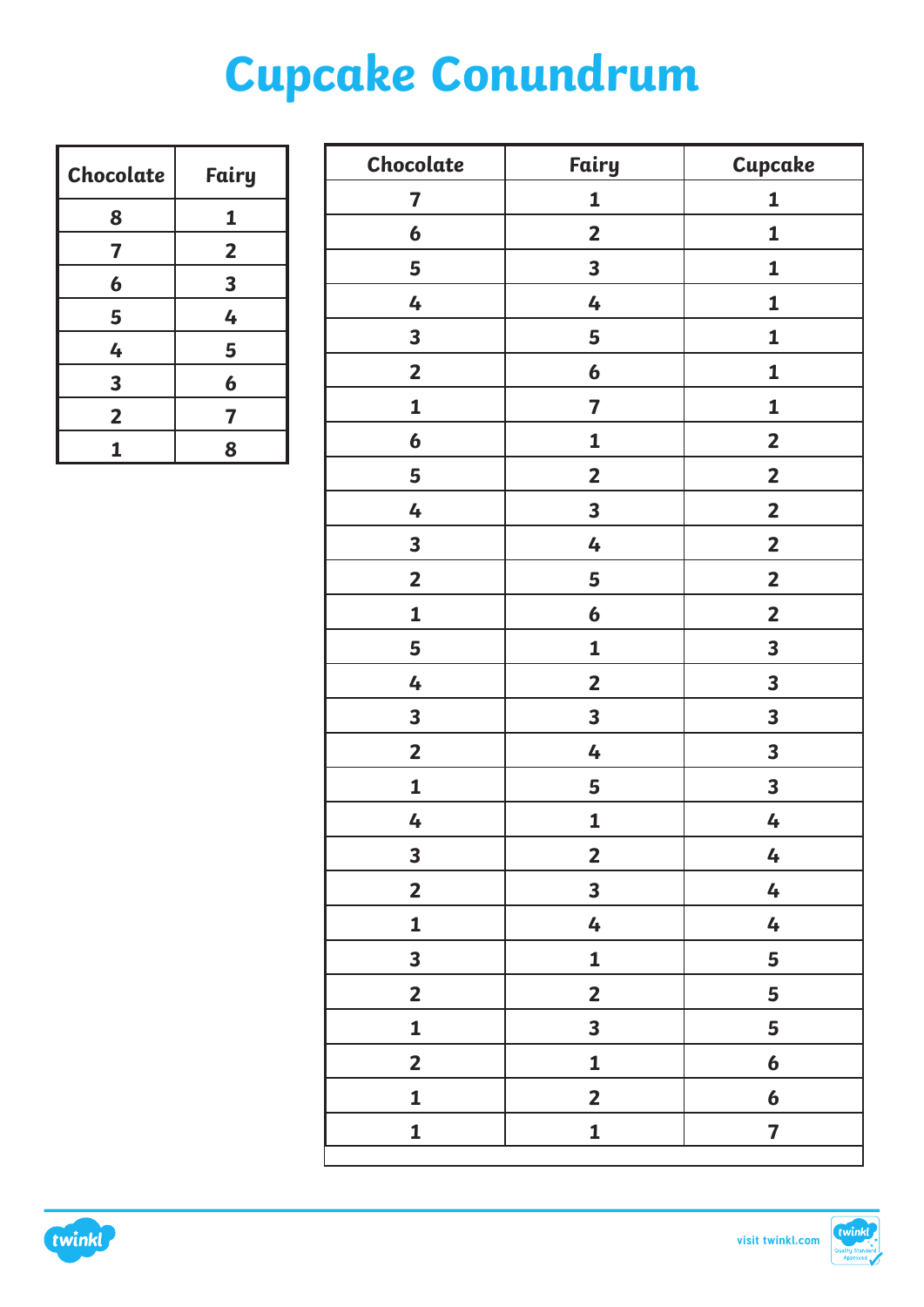# Cupcake Conundrum

| Chocolate | Fairy |
|---|---|
| 8 | 1 |
| 7 | 2 |
| 6 | 3 |
| 5 | 4 |
| 4 | 5 |
| 3 | 6 |
| 2 | 7 |
| 1 | 8 |

| Chocolate | Fairy | Cupcake |
|---|---|---|
| 7 | 1 | 1 |
| 6 | 2 | 1 |
| 5 | 3 | 1 |
| 4 | 4 | 1 |
| 3 | 5 | 1 |
| 2 | 6 | 1 |
| 1 | 7 | 1 |
| 6 | 1 | 2 |
| 5 | 2 | 2 |
| 4 | 3 | 2 |
| 3 | 4 | 2 |
| 2 | 5 | 2 |
| 1 | 6 | 2 |
| 5 | 1 | 3 |
| 4 | 2 | 3 |
| 3 | 3 | 3 |
| 2 | 4 | 3 |
| 1 | 5 | 3 |
| 4 | 1 | 4 |
| 3 | 2 | 4 |
| 2 | 3 | 4 |
| 1 | 4 | 4 |
| 3 | 1 | 5 |
| 2 | 2 | 5 |
| 1 | 3 | 5 |
| 2 | 1 | 6 |
| 1 | 2 | 6 |
| 1 | 1 | 7 |